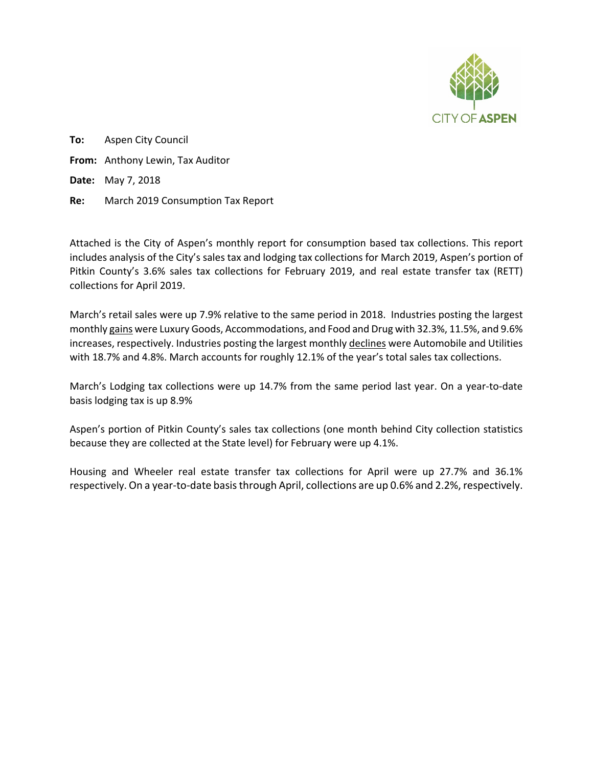CITY OF ASPEN

**To:** Aspen City Council

**From:** Anthony Lewin, Tax Auditor

**Date:** May 7, 2018

**Re:** March 2019 Consumption Tax Report

Attached is the City of Aspen's monthly report for consumption based tax collections. This report includes analysis of the City's sales tax and lodging tax collections for March 2019, Aspen's portion of Pitkin County's 3.6% sales tax collections for February 2019, and real estate transfer tax (RETT) collections for April 2019.

March's retail sales were up 7.9% relative to the same period in 2018. Industries posting the largest monthly gains were Luxury Goods, Accommodations, and Food and Drug with 32.3%, 11.5%, and 9.6% increases, respectively. Industries posting the largest monthly declines were Automobile and Utilities with 18.7% and 4.8%. March accounts for roughly 12.1% of the year's total sales tax collections.

March's Lodging tax collections were up 14.7% from the same period last year. On a year-to-date basis lodging tax is up 8.9%

Aspen's portion of Pitkin County's sales tax collections (one month behind City collection statistics because they are collected at the State level) for February were up 4.1%.

Housing and Wheeler real estate transfer tax collections for April were up 27.7% and 36.1% respectively. On a year-to-date basis through April, collections are up 0.6% and 2.2%, respectively.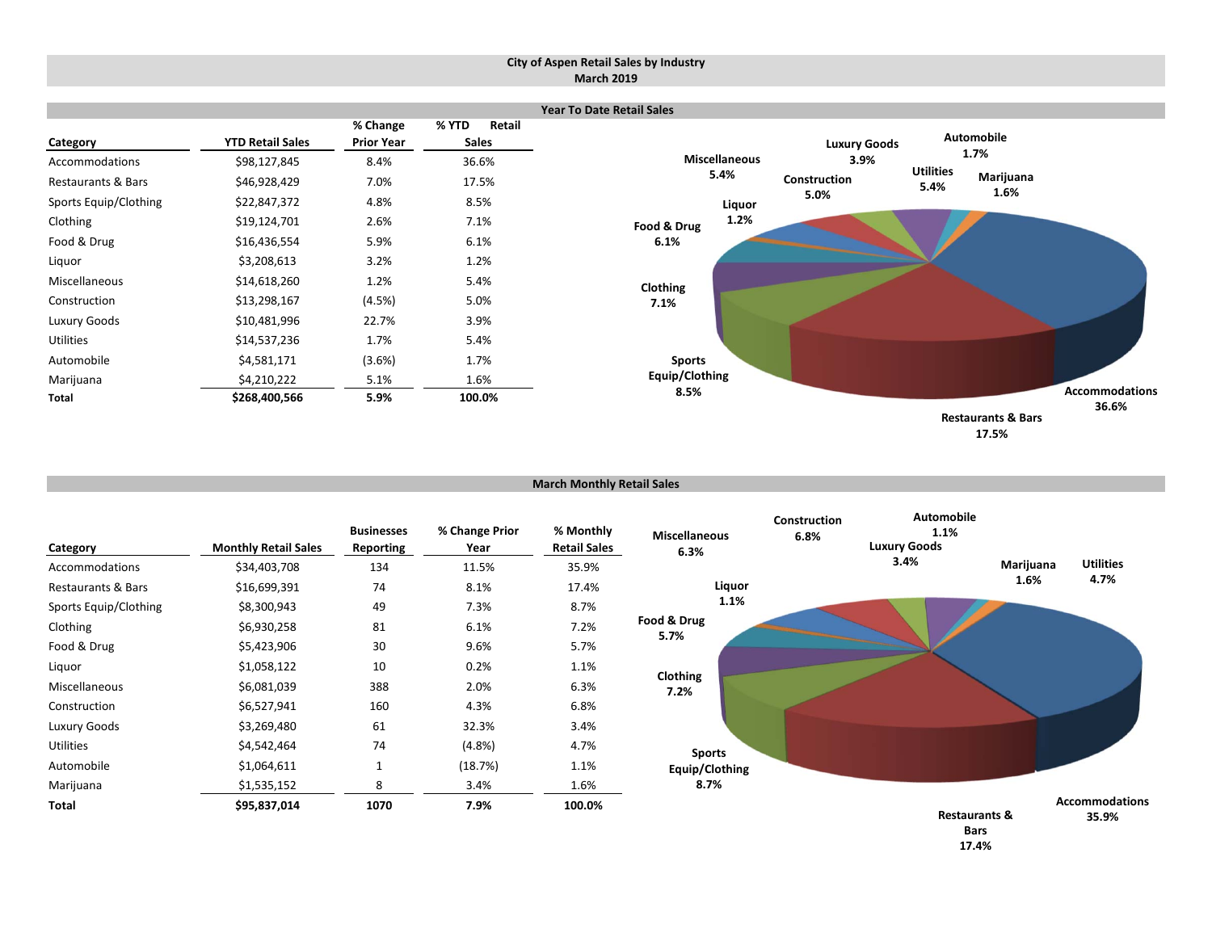# City of Aspen Retail Sales by Industry
## March 2019

### Year To Date Retail Sales

| Category | YTD Retail Sales | % Change Prior Year | % YTD Retail Sales |
|---|---|---|---|
| Accommodations | $98,127,845 | 8.4% | 36.6% |
| Restaurants & Bars | $46,928,429 | 7.0% | 17.5% |
| Sports Equip/Clothing | $22,847,372 | 4.8% | 8.5% |
| Clothing | $19,124,701 | 2.6% | 7.1% |
| Food & Drug | $16,436,554 | 5.9% | 6.1% |
| Liquor | $3,208,613 | 3.2% | 1.2% |
| Miscellaneous | $14,618,260 | 1.2% | 5.4% |
| Construction | $13,298,167 | (4.5%) | 5.0% |
| Luxury Goods | $10,481,996 | 22.7% | 3.9% |
| Utilities | $14,537,236 | 1.7% | 5.4% |
| Automobile | $4,581,171 | (3.6%) | 1.7% |
| Marijuana | $4,210,222 | 5.1% | 1.6% |
| **Total** | **$268,400,566** | **5.9%** | **100.0%** |

Accommodations 36.6%, Restaurants & Bars 17.5%, Sports Equip/Clothing 8.5%, Clothing 7.1%, Food & Drug 6.1%, Liquor 1.2%, Miscellaneous 5.4%, Construction 5.0%, Luxury Goods 3.9%, Utilities 5.4%, Automobile 1.7%, Marijuana 1.6%

### March Monthly Retail Sales

| Category | Monthly Retail Sales | Businesses Reporting | % Change Prior Year | % Monthly Retail Sales |
|---|---|---|---|---|
| Accommodations | $34,403,708 | 134 | 11.5% | 35.9% |
| Restaurants & Bars | $16,699,391 | 74 | 8.1% | 17.4% |
| Sports Equip/Clothing | $8,300,943 | 49 | 7.3% | 8.7% |
| Clothing | $6,930,258 | 81 | 6.1% | 7.2% |
| Food & Drug | $5,423,906 | 30 | 9.6% | 5.7% |
| Liquor | $1,058,122 | 10 | 0.2% | 1.1% |
| Miscellaneous | $6,081,039 | 388 | 2.0% | 6.3% |
| Construction | $6,527,941 | 160 | 4.3% | 6.8% |
| Luxury Goods | $3,269,480 | 61 | 32.3% | 3.4% |
| Utilities | $4,542,464 | 74 | (4.8%) | 4.7% |
| Automobile | $1,064,611 | 1 | (18.7%) | 1.1% |
| Marijuana | $1,535,152 | 8 | 3.4% | 1.6% |
| **Total** | **$95,837,014** | **1070** | **7.9%** | **100.0%** |

Accommodations 35.9%, Restaurants & Bars 17.4%, Sports Equip/Clothing 8.7%, Clothing 7.2%, Food & Drug 5.7%, Liquor 1.1%, Miscellaneous 6.3%, Construction 6.8%, Luxury Goods 3.4%, Utilities 4.7%, Automobile 1.1%, Marijuana 1.6%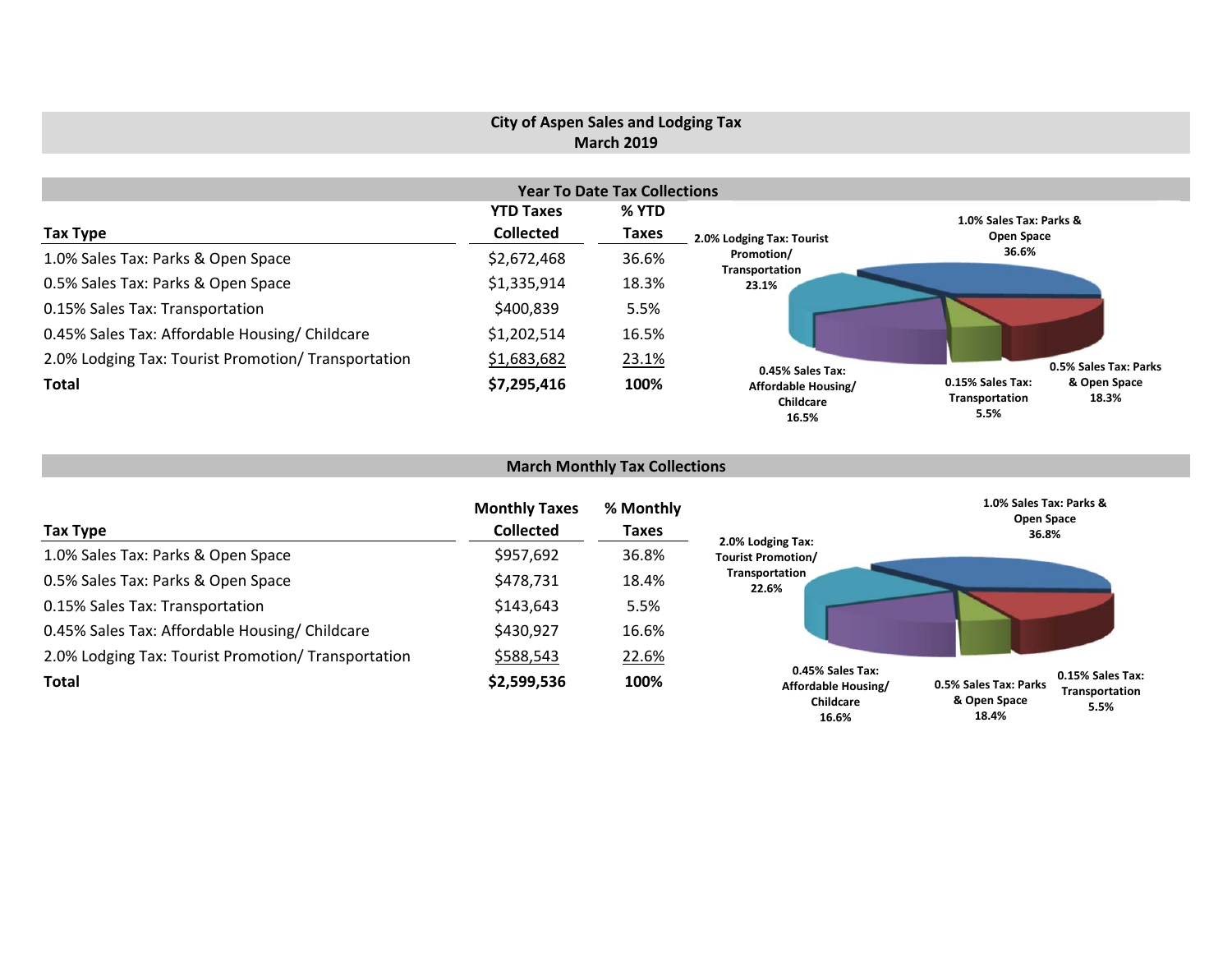# City of Aspen Sales and Lodging Tax
## March 2019

### Year To Date Tax Collections

| Tax Type | YTD Taxes Collected | % YTD Taxes |
|---|---|---|
| 1.0% Sales Tax: Parks & Open Space | $2,672,468 | 36.6% |
| 0.5% Sales Tax: Parks & Open Space | $1,335,914 | 18.3% |
| 0.15% Sales Tax: Transportation | $400,839 | 5.5% |
| 0.45% Sales Tax: Affordable Housing/ Childcare | $1,202,514 | 16.5% |
| 2.0% Lodging Tax: Tourist Promotion/ Transportation | $1,683,682 | 23.1% |
| **Total** | **$7,295,416** | **100%** |

1.0% Sales Tax: Parks & Open Space 36.6%

0.5% Sales Tax: Parks & Open Space 18.3%

0.15% Sales Tax: Transportation 5.5%

0.45% Sales Tax: Affordable Housing/ Childcare 16.5%

2.0% Lodging Tax: Tourist Promotion/ Transportation 23.1%

### March Monthly Tax Collections

| Tax Type | Monthly Taxes Collected | % Monthly Taxes |
|---|---|---|
| 1.0% Sales Tax: Parks & Open Space | $957,692 | 36.8% |
| 0.5% Sales Tax: Parks & Open Space | $478,731 | 18.4% |
| 0.15% Sales Tax: Transportation | $143,643 | 5.5% |
| 0.45% Sales Tax: Affordable Housing/ Childcare | $430,927 | 16.6% |
| 2.0% Lodging Tax: Tourist Promotion/ Transportation | $588,543 | 22.6% |
| **Total** | **$2,599,536** | **100%** |

1.0% Sales Tax: Parks & Open Space 36.8%

0.15% Sales Tax: Transportation 5.5%

0.5% Sales Tax: Parks & Open Space 18.4%

0.45% Sales Tax: Affordable Housing/ Childcare 16.6%

2.0% Lodging Tax: Tourist Promotion/ Transportation 22.6%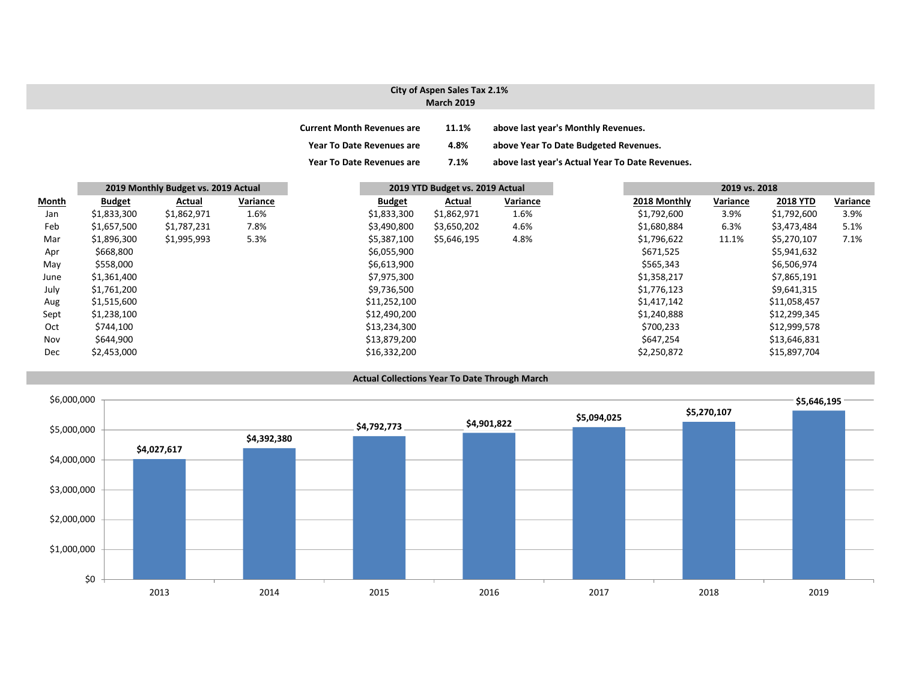## City of Aspen Sales Tax 2.1%
### March 2019

| | | |
|---|---|---|
| **Current Month Revenues are** | **11.1%** | **above last year's Monthly Revenues.** |
| **Year To Date Revenues are** | **4.8%** | **above Year To Date Budgeted Revenues.** |
| **Year To Date Revenues are** | **7.1%** | **above last year's Actual Year To Date Revenues.** |

| | 2019 Monthly Budget vs. 2019 Actual | | | 2019 YTD Budget vs. 2019 Actual | | | 2019 vs. 2018 | | | |
|---|---|---|---|---|---|---|---|---|---|---|
| **Month** | **Budget** | **Actual** | **Variance** | **Budget** | **Actual** | **Variance** | **2018 Monthly** | **Variance** | **2018 YTD** | **Variance** |
| Jan | $1,833,300 | $1,862,971 | 1.6% | $1,833,300 | $1,862,971 | 1.6% | $1,792,600 | 3.9% | $1,792,600 | 3.9% |
| Feb | $1,657,500 | $1,787,231 | 7.8% | $3,490,800 | $3,650,202 | 4.6% | $1,680,884 | 6.3% | $3,473,484 | 5.1% |
| Mar | $1,896,300 | $1,995,993 | 5.3% | $5,387,100 | $5,646,195 | 4.8% | $1,796,622 | 11.1% | $5,270,107 | 7.1% |
| Apr | $668,800 | | | $6,055,900 | | | $671,525 | | $5,941,632 | |
| May | $558,000 | | | $6,613,900 | | | $565,343 | | $6,506,974 | |
| June | $1,361,400 | | | $7,975,300 | | | $1,358,217 | | $7,865,191 | |
| July | $1,761,200 | | | $9,736,500 | | | $1,776,123 | | $9,641,315 | |
| Aug | $1,515,600 | | | $11,252,100 | | | $1,417,142 | | $11,058,457 | |
| Sept | $1,238,100 | | | $12,490,200 | | | $1,240,888 | | $12,299,345 | |
| Oct | $744,100 | | | $13,234,300 | | | $700,233 | | $12,999,578 | |
| Nov | $644,900 | | | $13,879,200 | | | $647,254 | | $13,646,831 | |
| Dec | $2,453,000 | | | $16,332,200 | | | $2,250,872 | | $15,897,704 | |

### Actual Collections Year To Date Through March

| Year | Collections |
|---|---|
| 2013 | $4,027,617 |
| 2014 | $4,392,380 |
| 2015 | $4,792,773 |
| 2016 | $4,901,822 |
| 2017 | $5,094,025 |
| 2018 | $5,270,107 |
| 2019 | $5,646,195 |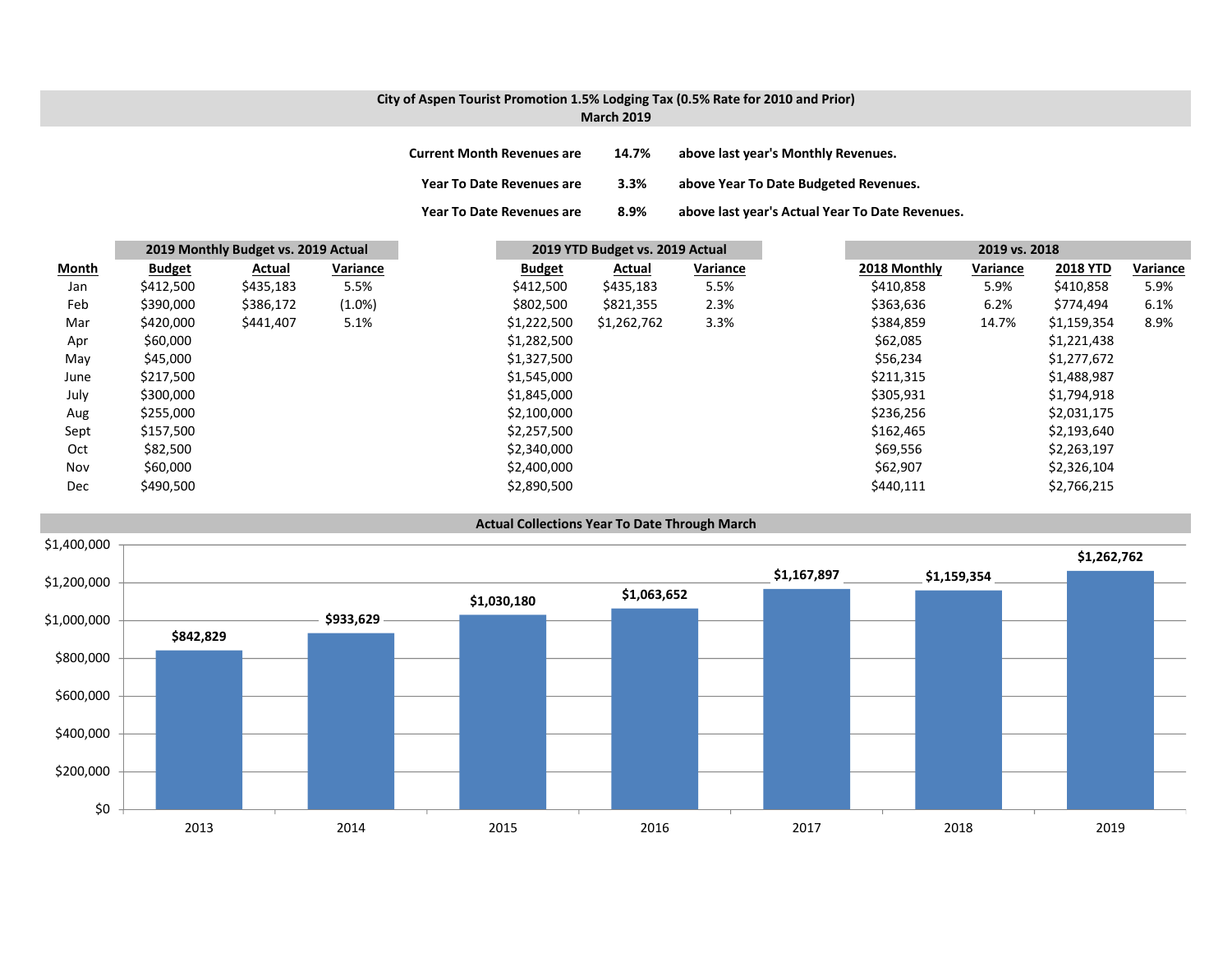**City of Aspen Tourist Promotion 1.5% Lodging Tax (0.5% Rate for 2010 and Prior)**
**March 2019**

**Current Month Revenues are 14.7% above last year's Monthly Revenues.**

**Year To Date Revenues are 3.3% above Year To Date Budgeted Revenues.**

**Year To Date Revenues are 8.9% above last year's Actual Year To Date Revenues.**

| | 2019 Monthly Budget vs. 2019 Actual | | | 2019 YTD Budget vs. 2019 Actual | | | 2019 vs. 2018 | | | |
|---|---|---|---|---|---|---|---|---|---|---|
| **Month** | **Budget** | **Actual** | **Variance** | **Budget** | **Actual** | **Variance** | **2018 Monthly** | **Variance** | **2018 YTD** | **Variance** |
| Jan | $412,500 | $435,183 | 5.5% | $412,500 | $435,183 | 5.5% | $410,858 | 5.9% | $410,858 | 5.9% |
| Feb | $390,000 | $386,172 | (1.0%) | $802,500 | $821,355 | 2.3% | $363,636 | 6.2% | $774,494 | 6.1% |
| Mar | $420,000 | $441,407 | 5.1% | $1,222,500 | $1,262,762 | 3.3% | $384,859 | 14.7% | $1,159,354 | 8.9% |
| Apr | $60,000 | | | $1,282,500 | | | $62,085 | | $1,221,438 | |
| May | $45,000 | | | $1,327,500 | | | $56,234 | | $1,277,672 | |
| June | $217,500 | | | $1,545,000 | | | $211,315 | | $1,488,987 | |
| July | $300,000 | | | $1,845,000 | | | $305,931 | | $1,794,918 | |
| Aug | $255,000 | | | $2,100,000 | | | $236,256 | | $2,031,175 | |
| Sept | $157,500 | | | $2,257,500 | | | $162,465 | | $2,193,640 | |
| Oct | $82,500 | | | $2,340,000 | | | $69,556 | | $2,263,197 | |
| Nov | $60,000 | | | $2,400,000 | | | $62,907 | | $2,326,104 | |
| Dec | $490,500 | | | $2,890,500 | | | $440,111 | | $2,766,215 | |

**Actual Collections Year To Date Through March**

| Year | Amount |
|---|---|
| 2013 | $842,829 |
| 2014 | $933,629 |
| 2015 | $1,030,180 |
| 2016 | $1,063,652 |
| 2017 | $1,167,897 |
| 2018 | $1,159,354 |
| 2019 | $1,262,762 |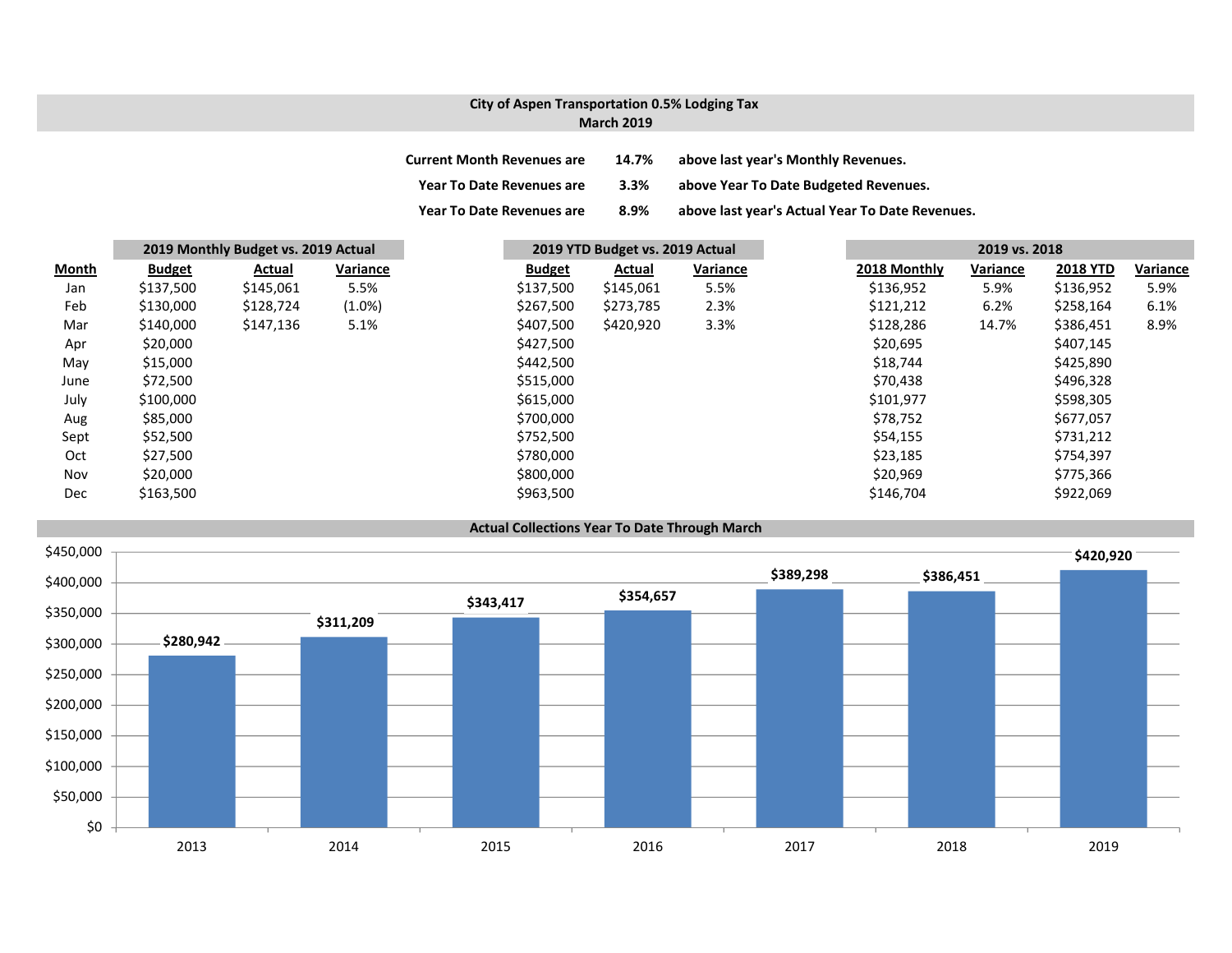## City of Aspen Transportation 0.5% Lodging Tax
### March 2019

**Current Month Revenues are 14.7% above last year's Monthly Revenues.**

**Year To Date Revenues are 3.3% above Year To Date Budgeted Revenues.**

**Year To Date Revenues are 8.9% above last year's Actual Year To Date Revenues.**

| | 2019 Monthly Budget vs. 2019 Actual | | | 2019 YTD Budget vs. 2019 Actual | | | 2019 vs. 2018 | | | |
|---|---|---|---|---|---|---|---|---|---|---|
| Month | Budget | Actual | Variance | Budget | Actual | Variance | 2018 Monthly | Variance | 2018 YTD | Variance |
| Jan | $137,500 | $145,061 | 5.5% | $137,500 | $145,061 | 5.5% | $136,952 | 5.9% | $136,952 | 5.9% |
| Feb | $130,000 | $128,724 | (1.0%) | $267,500 | $273,785 | 2.3% | $121,212 | 6.2% | $258,164 | 6.1% |
| Mar | $140,000 | $147,136 | 5.1% | $407,500 | $420,920 | 3.3% | $128,286 | 14.7% | $386,451 | 8.9% |
| Apr | $20,000 | | | $427,500 | | | $20,695 | | $407,145 | |
| May | $15,000 | | | $442,500 | | | $18,744 | | $425,890 | |
| June | $72,500 | | | $515,000 | | | $70,438 | | $496,328 | |
| July | $100,000 | | | $615,000 | | | $101,977 | | $598,305 | |
| Aug | $85,000 | | | $700,000 | | | $78,752 | | $677,057 | |
| Sept | $52,500 | | | $752,500 | | | $54,155 | | $731,212 | |
| Oct | $27,500 | | | $780,000 | | | $23,185 | | $754,397 | |
| Nov | $20,000 | | | $800,000 | | | $20,969 | | $775,366 | |
| Dec | $163,500 | | | $963,500 | | | $146,704 | | $922,069 | |

### Actual Collections Year To Date Through March

| Year | Amount |
|---|---|
| 2013 | $280,942 |
| 2014 | $311,209 |
| 2015 | $343,417 |
| 2016 | $354,657 |
| 2017 | $389,298 |
| 2018 | $386,451 |
| 2019 | $420,920 |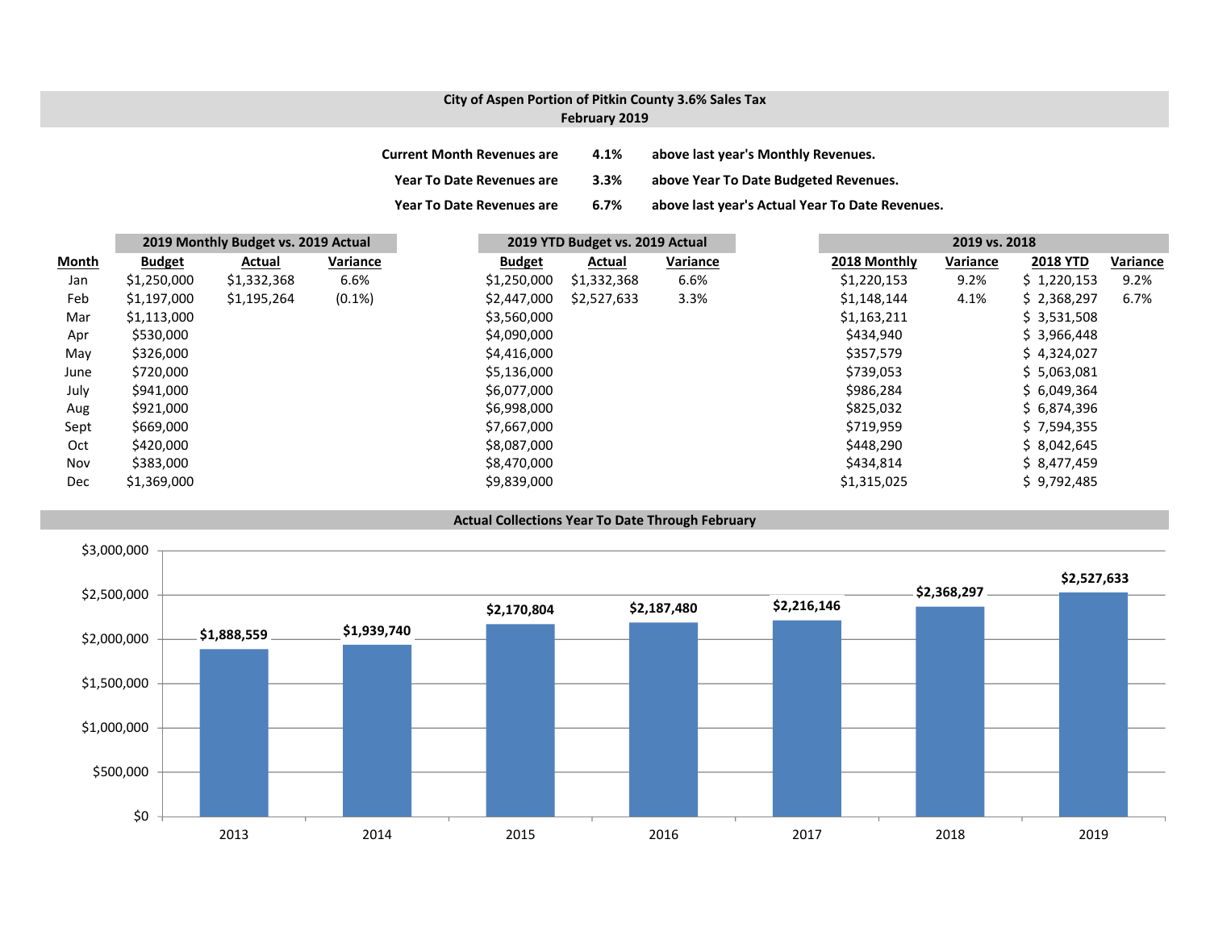# City of Aspen Portion of Pitkin County 3.6% Sales Tax
## February 2019

**Current Month Revenues are** **4.1%** **above last year's Monthly Revenues.**

**Year To Date Revenues are** **3.3%** **above Year To Date Budgeted Revenues.**

**Year To Date Revenues are** **6.7%** **above last year's Actual Year To Date Revenues.**

| | 2019 Monthly Budget vs. 2019 Actual | | | 2019 YTD Budget vs. 2019 Actual | | | 2019 vs. 2018 | | | |
|---|---|---|---|---|---|---|---|---|---|---|
| **Month** | **Budget** | **Actual** | **Variance** | **Budget** | **Actual** | **Variance** | **2018 Monthly** | **Variance** | **2018 YTD** | **Variance** |
| Jan | $1,250,000 | $1,332,368 | 6.6% | $1,250,000 | $1,332,368 | 6.6% | $1,220,153 | 9.2% | $ 1,220,153 | 9.2% |
| Feb | $1,197,000 | $1,195,264 | (0.1%) | $2,447,000 | $2,527,633 | 3.3% | $1,148,144 | 4.1% | $ 2,368,297 | 6.7% |
| Mar | $1,113,000 | | | $3,560,000 | | | $1,163,211 | | $ 3,531,508 | |
| Apr | $530,000 | | | $4,090,000 | | | $434,940 | | $ 3,966,448 | |
| May | $326,000 | | | $4,416,000 | | | $357,579 | | $ 4,324,027 | |
| June | $720,000 | | | $5,136,000 | | | $739,053 | | $ 5,063,081 | |
| July | $941,000 | | | $6,077,000 | | | $986,284 | | $ 6,049,364 | |
| Aug | $921,000 | | | $6,998,000 | | | $825,032 | | $ 6,874,396 | |
| Sept | $669,000 | | | $7,667,000 | | | $719,959 | | $ 7,594,355 | |
| Oct | $420,000 | | | $8,087,000 | | | $448,290 | | $ 8,042,645 | |
| Nov | $383,000 | | | $8,470,000 | | | $434,814 | | $ 8,477,459 | |
| Dec | $1,369,000 | | | $9,839,000 | | | $1,315,025 | | $ 9,792,485 | |

## Actual Collections Year To Date Through February

| Year | Collections |
|---|---|
| 2013 | $1,888,559 |
| 2014 | $1,939,740 |
| 2015 | $2,170,804 |
| 2016 | $2,187,480 |
| 2017 | $2,216,146 |
| 2018 | $2,368,297 |
| 2019 | $2,527,633 |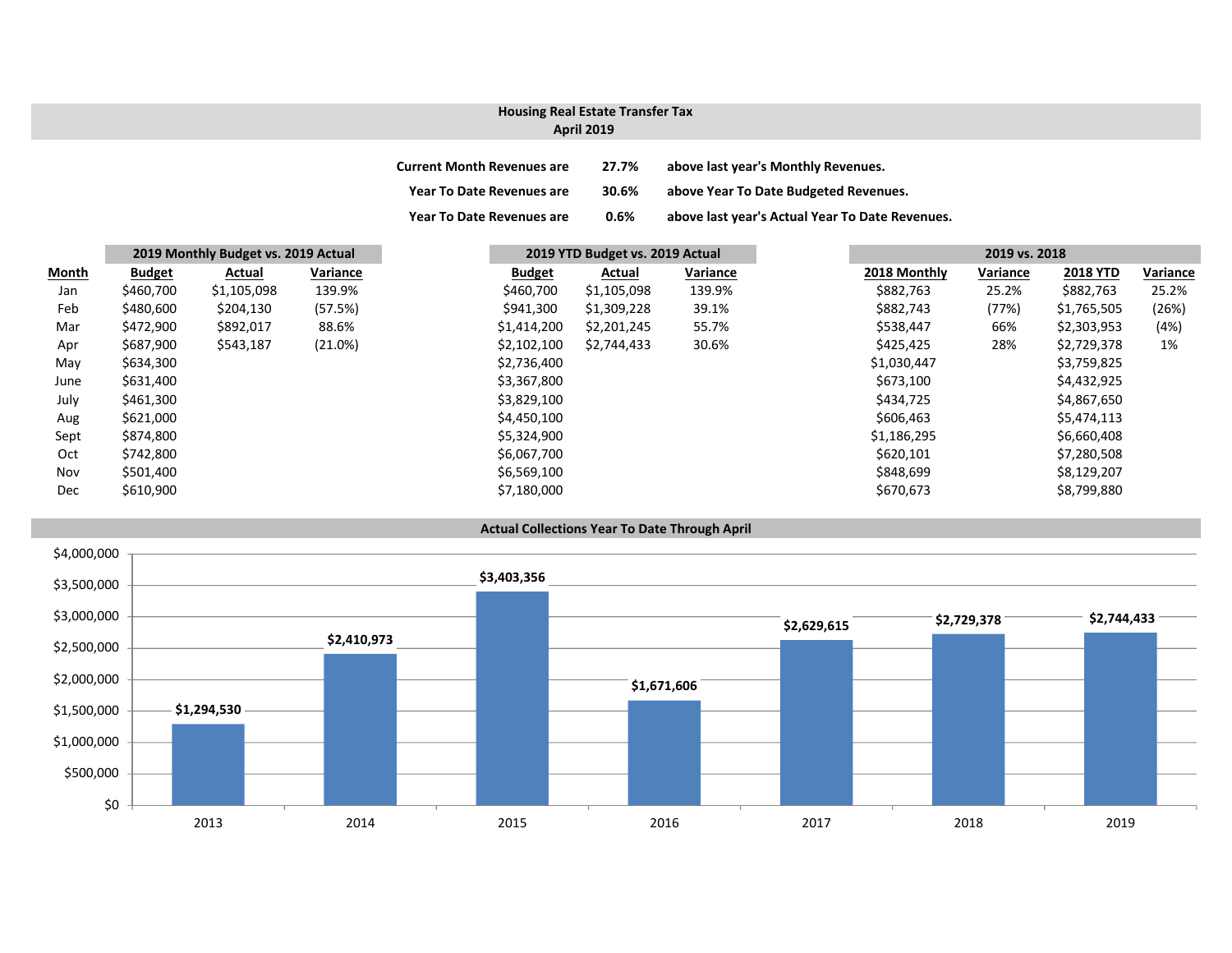## Housing Real Estate Transfer Tax
## April 2019

| | | |
|---|---|---|
| Current Month Revenues are | 27.7% | above last year's Monthly Revenues. |
| Year To Date Revenues are | 30.6% | above Year To Date Budgeted Revenues. |
| Year To Date Revenues are | 0.6% | above last year's Actual Year To Date Revenues. |

| | 2019 Monthly Budget vs. 2019 Actual | | | 2019 YTD Budget vs. 2019 Actual | | | 2019 vs. 2018 | | | |
|---|---|---|---|---|---|---|---|---|---|---|
| **Month** | **Budget** | **Actual** | **Variance** | **Budget** | **Actual** | **Variance** | **2018 Monthly** | **Variance** | **2018 YTD** | **Variance** |
| Jan | $460,700 | $1,105,098 | 139.9% | $460,700 | $1,105,098 | 139.9% | $882,763 | 25.2% | $882,763 | 25.2% |
| Feb | $480,600 | $204,130 | (57.5%) | $941,300 | $1,309,228 | 39.1% | $882,743 | (77%) | $1,765,505 | (26%) |
| Mar | $472,900 | $892,017 | 88.6% | $1,414,200 | $2,201,245 | 55.7% | $538,447 | 66% | $2,303,953 | (4%) |
| Apr | $687,900 | $543,187 | (21.0%) | $2,102,100 | $2,744,433 | 30.6% | $425,425 | 28% | $2,729,378 | 1% |
| May | $634,300 | | | $2,736,400 | | | $1,030,447 | | $3,759,825 | |
| June | $631,400 | | | $3,367,800 | | | $673,100 | | $4,432,925 | |
| July | $461,300 | | | $3,829,100 | | | $434,725 | | $4,867,650 | |
| Aug | $621,000 | | | $4,450,100 | | | $606,463 | | $5,474,113 | |
| Sept | $874,800 | | | $5,324,900 | | | $1,186,295 | | $6,660,408 | |
| Oct | $742,800 | | | $6,067,700 | | | $620,101 | | $7,280,508 | |
| Nov | $501,400 | | | $6,569,100 | | | $848,699 | | $8,129,207 | |
| Dec | $610,900 | | | $7,180,000 | | | $670,673 | | $8,799,880 | |

### Actual Collections Year To Date Through April

| Year | Amount |
|---|---|
| 2013 | $1,294,530 |
| 2014 | $2,410,973 |
| 2015 | $3,403,356 |
| 2016 | $1,671,606 |
| 2017 | $2,629,615 |
| 2018 | $2,729,378 |
| 2019 | $2,744,433 |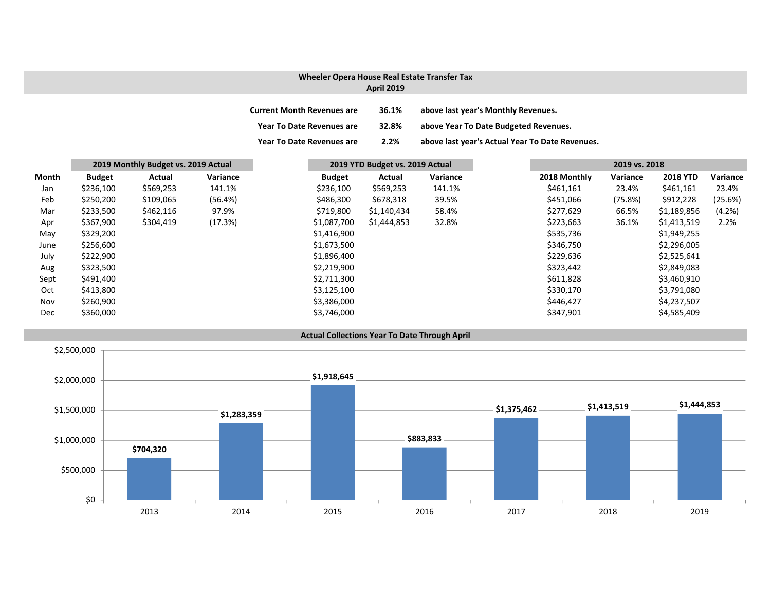**Wheeler Opera House Real Estate Transfer Tax**
**April 2019**

| | | |
|---|---|---|
| **Current Month Revenues are** | **36.1%** | **above last year's Monthly Revenues.** |
| **Year To Date Revenues are** | **32.8%** | **above Year To Date Budgeted Revenues.** |
| **Year To Date Revenues are** | **2.2%** | **above last year's Actual Year To Date Revenues.** |

| | 2019 Monthly Budget vs. 2019 Actual | | | 2019 YTD Budget vs. 2019 Actual | | | 2019 vs. 2018 | | | |
|---|---|---|---|---|---|---|---|---|---|---|
| **Month** | **Budget** | **Actual** | **Variance** | **Budget** | **Actual** | **Variance** | **2018 Monthly** | **Variance** | **2018 YTD** | **Variance** |
| Jan | $236,100 | $569,253 | 141.1% | $236,100 | $569,253 | 141.1% | $461,161 | 23.4% | $461,161 | 23.4% |
| Feb | $250,200 | $109,065 | (56.4%) | $486,300 | $678,318 | 39.5% | $451,066 | (75.8%) | $912,228 | (25.6%) |
| Mar | $233,500 | $462,116 | 97.9% | $719,800 | $1,140,434 | 58.4% | $277,629 | 66.5% | $1,189,856 | (4.2%) |
| Apr | $367,900 | $304,419 | (17.3%) | $1,087,700 | $1,444,853 | 32.8% | $223,663 | 36.1% | $1,413,519 | 2.2% |
| May | $329,200 | | | $1,416,900 | | | $535,736 | | $1,949,255 | |
| June | $256,600 | | | $1,673,500 | | | $346,750 | | $2,296,005 | |
| July | $222,900 | | | $1,896,400 | | | $229,636 | | $2,525,641 | |
| Aug | $323,500 | | | $2,219,900 | | | $323,442 | | $2,849,083 | |
| Sept | $491,400 | | | $2,711,300 | | | $611,828 | | $3,460,910 | |
| Oct | $413,800 | | | $3,125,100 | | | $330,170 | | $3,791,080 | |
| Nov | $260,900 | | | $3,386,000 | | | $446,427 | | $4,237,507 | |
| Dec | $360,000 | | | $3,746,000 | | | $347,901 | | $4,585,409 | |

**Actual Collections Year To Date Through April**

$2,500,000
$2,000,000
$1,500,000
$1,000,000
$500,000
$0

$704,320
$1,283,359
$1,918,645
$883,833
$1,375,462
$1,413,519
$1,444,853

2013
2014
2015
2016
2017
2018
2019